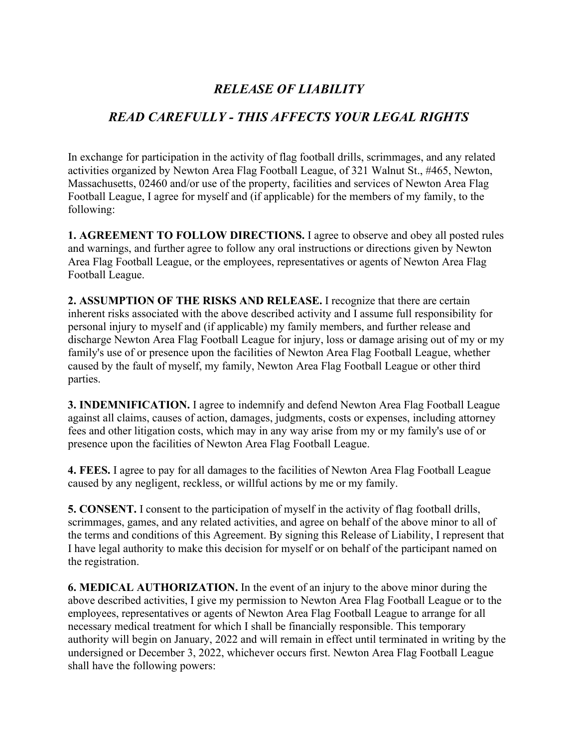# *RELEASE OF LIABILITY*

## *READ CAREFULLY - THIS AFFECTS YOUR LEGAL RIGHTS*

In exchange for participation in the activity of flag football drills, scrimmages, and any related activities organized by Newton Area Flag Football League, of 321 Walnut St., #465, Newton, Massachusetts, 02460 and/or use of the property, facilities and services of Newton Area Flag Football League, I agree for myself and (if applicable) for the members of my family, to the following:

**1. AGREEMENT TO FOLLOW DIRECTIONS.** I agree to observe and obey all posted rules and warnings, and further agree to follow any oral instructions or directions given by Newton Area Flag Football League, or the employees, representatives or agents of Newton Area Flag Football League.

**2. ASSUMPTION OF THE RISKS AND RELEASE.** I recognize that there are certain inherent risks associated with the above described activity and I assume full responsibility for personal injury to myself and (if applicable) my family members, and further release and discharge Newton Area Flag Football League for injury, loss or damage arising out of my or my family's use of or presence upon the facilities of Newton Area Flag Football League, whether caused by the fault of myself, my family, Newton Area Flag Football League or other third parties.

**3. INDEMNIFICATION.** I agree to indemnify and defend Newton Area Flag Football League against all claims, causes of action, damages, judgments, costs or expenses, including attorney fees and other litigation costs, which may in any way arise from my or my family's use of or presence upon the facilities of Newton Area Flag Football League.

**4. FEES.** I agree to pay for all damages to the facilities of Newton Area Flag Football League caused by any negligent, reckless, or willful actions by me or my family.

**5. CONSENT.** I consent to the participation of myself in the activity of flag football drills, scrimmages, games, and any related activities, and agree on behalf of the above minor to all of the terms and conditions of this Agreement. By signing this Release of Liability, I represent that I have legal authority to make this decision for myself or on behalf of the participant named on the registration.

**6. MEDICAL AUTHORIZATION.** In the event of an injury to the above minor during the above described activities, I give my permission to Newton Area Flag Football League or to the employees, representatives or agents of Newton Area Flag Football League to arrange for all necessary medical treatment for which I shall be financially responsible. This temporary authority will begin on January, 2022 and will remain in effect until terminated in writing by the undersigned or December 3, 2022, whichever occurs first. Newton Area Flag Football League shall have the following powers: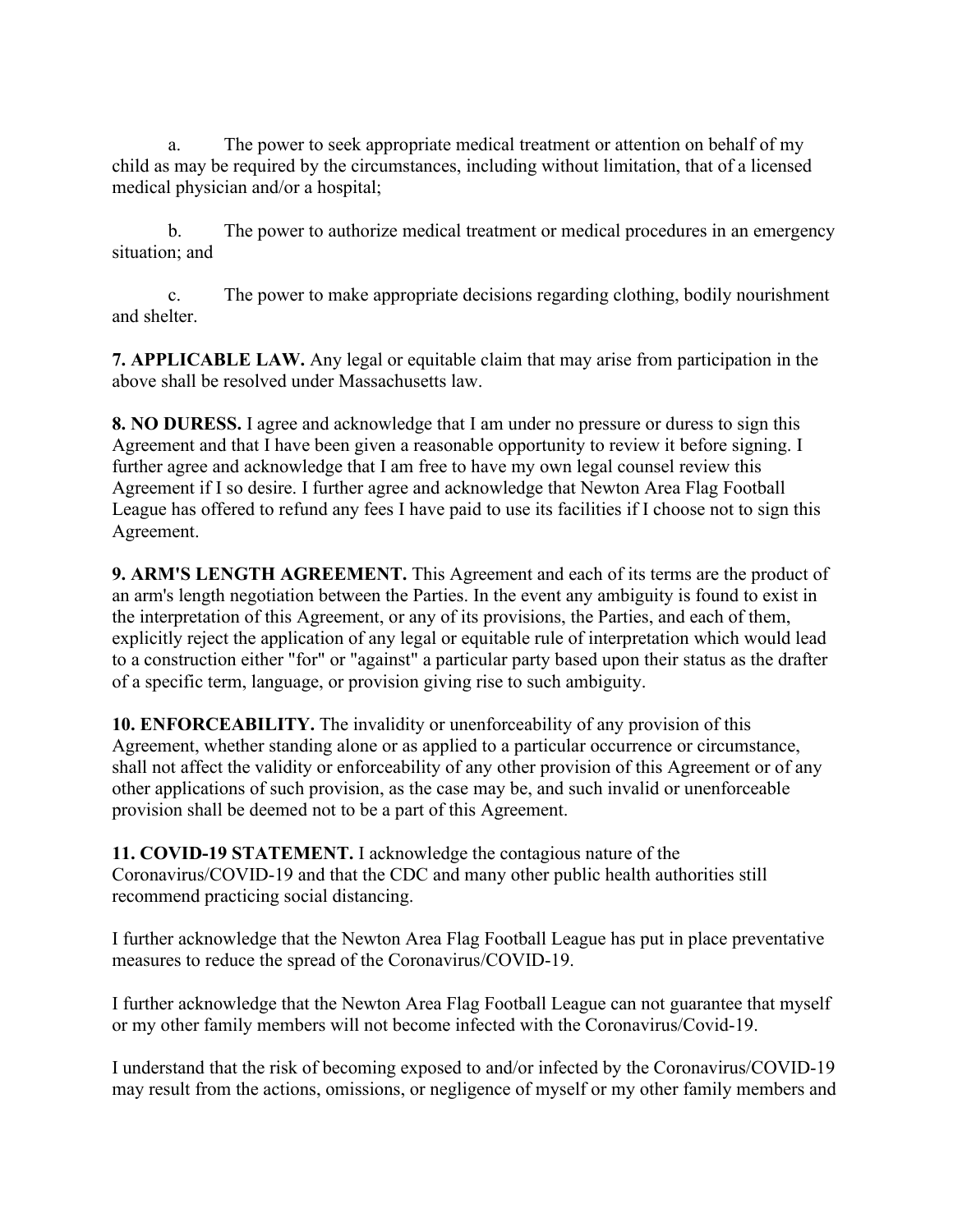a. The power to seek appropriate medical treatment or attention on behalf of my child as may be required by the circumstances, including without limitation, that of a licensed medical physician and/or a hospital;

b. The power to authorize medical treatment or medical procedures in an emergency situation; and

c. The power to make appropriate decisions regarding clothing, bodily nourishment and shelter.

**7. APPLICABLE LAW.** Any legal or equitable claim that may arise from participation in the above shall be resolved under Massachusetts law.

**8. NO DURESS.** I agree and acknowledge that I am under no pressure or duress to sign this Agreement and that I have been given a reasonable opportunity to review it before signing. I further agree and acknowledge that I am free to have my own legal counsel review this Agreement if I so desire. I further agree and acknowledge that Newton Area Flag Football League has offered to refund any fees I have paid to use its facilities if I choose not to sign this Agreement.

**9. ARM'S LENGTH AGREEMENT.** This Agreement and each of its terms are the product of an arm's length negotiation between the Parties. In the event any ambiguity is found to exist in the interpretation of this Agreement, or any of its provisions, the Parties, and each of them, explicitly reject the application of any legal or equitable rule of interpretation which would lead to a construction either "for" or "against" a particular party based upon their status as the drafter of a specific term, language, or provision giving rise to such ambiguity.

**10. ENFORCEABILITY.** The invalidity or unenforceability of any provision of this Agreement, whether standing alone or as applied to a particular occurrence or circumstance, shall not affect the validity or enforceability of any other provision of this Agreement or of any other applications of such provision, as the case may be, and such invalid or unenforceable provision shall be deemed not to be a part of this Agreement.

**11. COVID-19 STATEMENT.** I acknowledge the contagious nature of the Coronavirus/COVID-19 and that the CDC and many other public health authorities still recommend practicing social distancing.

I further acknowledge that the Newton Area Flag Football League has put in place preventative measures to reduce the spread of the Coronavirus/COVID-19.

I further acknowledge that the Newton Area Flag Football League can not guarantee that myself or my other family members will not become infected with the Coronavirus/Covid-19.

I understand that the risk of becoming exposed to and/or infected by the Coronavirus/COVID-19 may result from the actions, omissions, or negligence of myself or my other family members and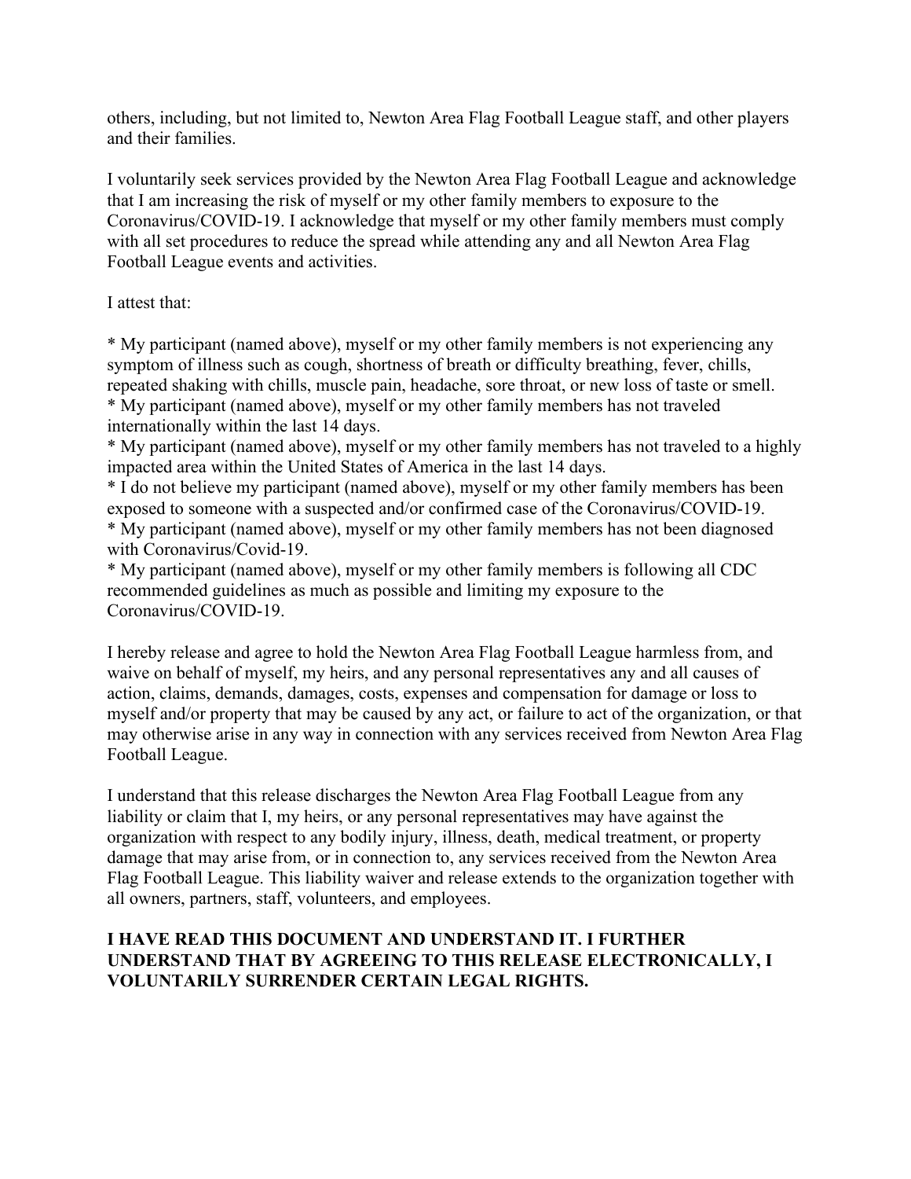others, including, but not limited to, Newton Area Flag Football League staff, and other players and their families.

I voluntarily seek services provided by the Newton Area Flag Football League and acknowledge that I am increasing the risk of myself or my other family members to exposure to the Coronavirus/COVID-19. I acknowledge that myself or my other family members must comply with all set procedures to reduce the spread while attending any and all Newton Area Flag Football League events and activities.

I attest that:

* My participant (named above), myself or my other family members is not experiencing any symptom of illness such as cough, shortness of breath or difficulty breathing, fever, chills, repeated shaking with chills, muscle pain, headache, sore throat, or new loss of taste or smell.
* My participant (named above), myself or my other family members has not traveled internationally within the last 14 days.
* My participant (named above), myself or my other family members has not traveled to a highly impacted area within the United States of America in the last 14 days.
* I do not believe my participant (named above), myself or my other family members has been exposed to someone with a suspected and/or confirmed case of the Coronavirus/COVID-19.
* My participant (named above), myself or my other family members has not been diagnosed with Coronavirus/Covid-19.
* My participant (named above), myself or my other family members is following all CDC recommended guidelines as much as possible and limiting my exposure to the Coronavirus/COVID-19.

I hereby release and agree to hold the Newton Area Flag Football League harmless from, and waive on behalf of myself, my heirs, and any personal representatives any and all causes of action, claims, demands, damages, costs, expenses and compensation for damage or loss to myself and/or property that may be caused by any act, or failure to act of the organization, or that may otherwise arise in any way in connection with any services received from Newton Area Flag Football League.

I understand that this release discharges the Newton Area Flag Football League from any liability or claim that I, my heirs, or any personal representatives may have against the organization with respect to any bodily injury, illness, death, medical treatment, or property damage that may arise from, or in connection to, any services received from the Newton Area Flag Football League. This liability waiver and release extends to the organization together with all owners, partners, staff, volunteers, and employees.

**I HAVE READ THIS DOCUMENT AND UNDERSTAND IT. I FURTHER UNDERSTAND THAT BY AGREEING TO THIS RELEASE ELECTRONICALLY, I VOLUNTARILY SURRENDER CERTAIN LEGAL RIGHTS.**